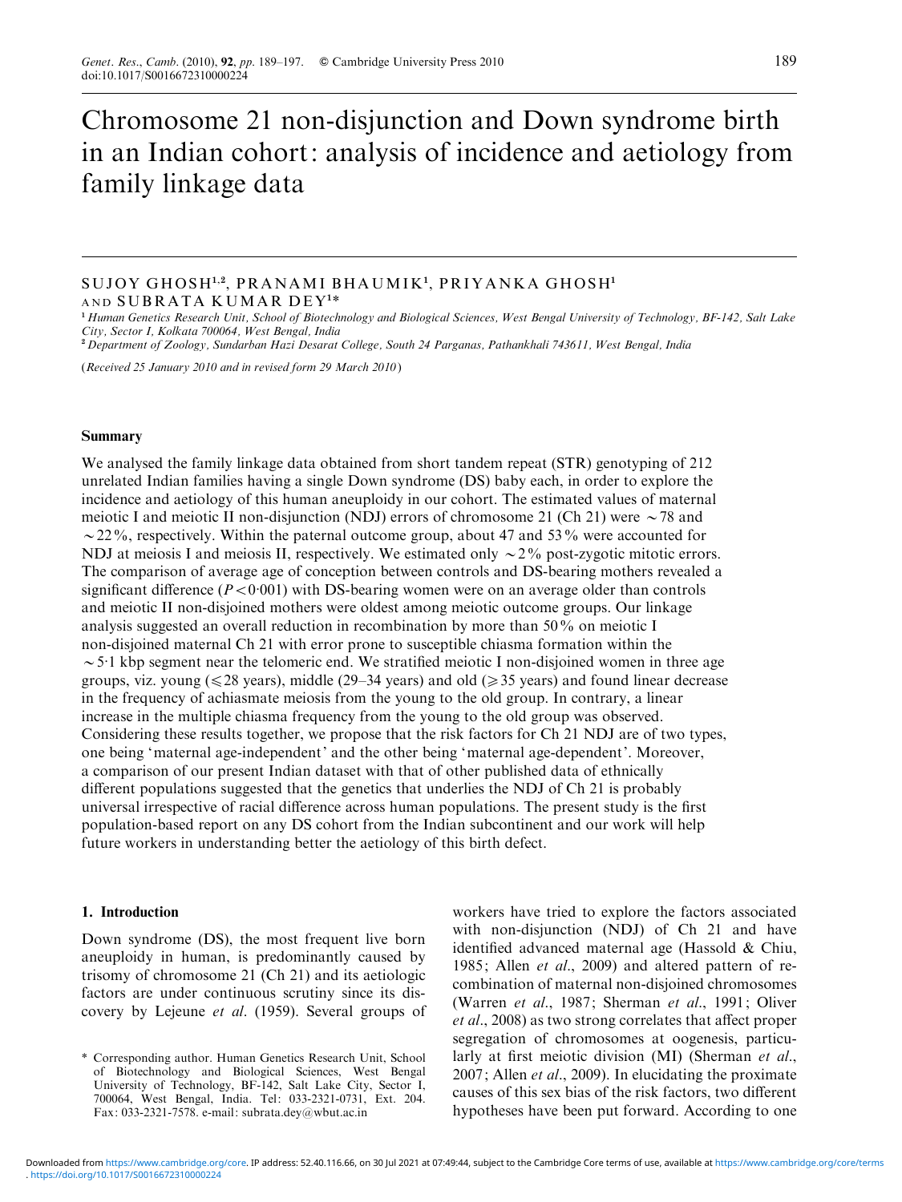# Chromosome 21 non-disjunction and Down syndrome birth in an Indian cohort: analysis of incidence and aetiology from family linkage data

SUJOY GHOSH[1,2], PRANAMI BHAUMIK[1], PRIYANKA GHOSH[1] AND SUBRATA KUMAR DEY[1]*

[1] *Human Genetics Research Unit, School of Biotechnology and Biological Sciences, West Bengal University of Technology, BF-142, Salt Lake City, Sector I, Kolkata 700064, West Bengal, India*

[2] *Department of Zoology, Sundarban Hazi Desarat College, South 24 Parganas, Pathankhali 743611, West Bengal, India*

(*Received 25 January 2010 and in revised form 29 March 2010*)

## Summary

We analysed the family linkage data obtained from short tandem repeat (STR) genotyping of 212 unrelated Indian families having a single Down syndrome (DS) baby each, in order to explore the incidence and aetiology of this human aneuploidy in our cohort. The estimated values of maternal meiotic I and meiotic II non-disjunction (NDJ) errors of chromosome 21 (Ch 21) were ~78 and ~22%, respectively. Within the paternal outcome group, about 47 and 53% were accounted for NDJ at meiosis I and meiosis II, respectively. We estimated only ~2% post-zygotic mitotic errors. The comparison of average age of conception between controls and DS-bearing mothers revealed a significant difference ($P<0{\cdot}001$) with DS-bearing women were on an average older than controls and meiotic II non-disjoined mothers were oldest among meiotic outcome groups. Our linkage analysis suggested an overall reduction in recombination by more than 50% on meiotic I non-disjoined maternal Ch 21 with error prone to susceptible chiasma formation within the ~5·1 kbp segment near the telomeric end. We stratified meiotic I non-disjoined women in three age groups, viz. young (⩽28 years), middle (29–34 years) and old (⩾35 years) and found linear decrease in the frequency of achiasmate meiosis from the young to the old group. In contrary, a linear increase in the multiple chiasma frequency from the young to the old group was observed. Considering these results together, we propose that the risk factors for Ch 21 NDJ are of two types, one being 'maternal age-independent' and the other being 'maternal age-dependent'. Moreover, a comparison of our present Indian dataset with that of other published data of ethnically different populations suggested that the genetics that underlies the NDJ of Ch 21 is probably universal irrespective of racial difference across human populations. The present study is the first population-based report on any DS cohort from the Indian subcontinent and our work will help future workers in understanding better the aetiology of this birth defect.

## 1. Introduction

Down syndrome (DS), the most frequent live born aneuploidy in human, is predominantly caused by trisomy of chromosome 21 (Ch 21) and its aetiologic factors are under continuous scrutiny since its discovery by Lejeune *et al*. (1959). Several groups of workers have tried to explore the factors associated with non-disjunction (NDJ) of Ch 21 and have identified advanced maternal age (Hassold & Chiu, 1985; Allen *et al*., 2009) and altered pattern of recombination of maternal non-disjoined chromosomes (Warren *et al*., 1987; Sherman *et al*., 1991; Oliver *et al*., 2008) as two strong correlates that affect proper segregation of chromosomes at oogenesis, particularly at first meiotic division (MI) (Sherman *et al*., 2007; Allen *et al*., 2009). In elucidating the proximate causes of this sex bias of the risk factors, two different hypotheses have been put forward. According to one

\* Corresponding author. Human Genetics Research Unit, School of Biotechnology and Biological Sciences, West Bengal University of Technology, BF-142, Salt Lake City, Sector I, 700064, West Bengal, India. Tel: 033-2321-0731, Ext. 204. Fax: 033-2321-7578. e-mail: subrata.dey@wbut.ac.in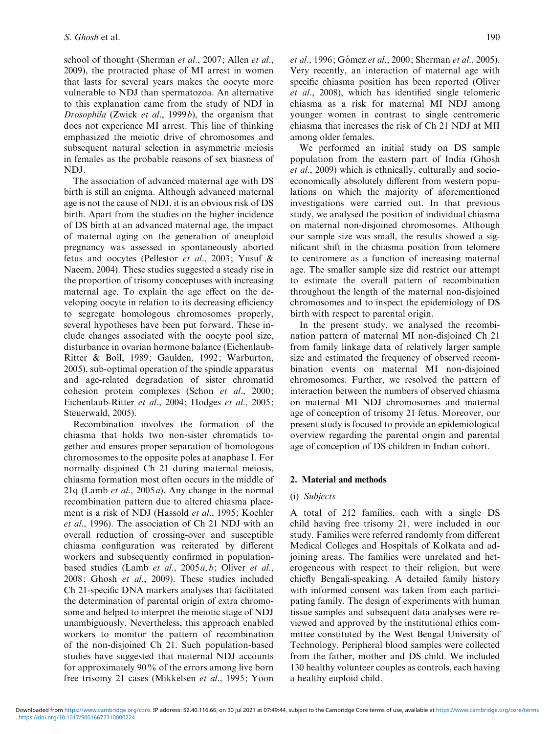school of thought (Sherman *et al*., 2007; Allen *et al*., 2009), the protracted phase of MI arrest in women that lasts for several years makes the oocyte more vulnerable to NDJ than spermatozoa. An alternative to this explanation came from the study of NDJ in *Drosophila* (Zwick *et al*., 1999*b*), the organism that does not experience MI arrest. This line of thinking emphasized the meiotic drive of chromosomes and subsequent natural selection in asymmetric meiosis in females as the probable reasons of sex biasness of NDJ.

The association of advanced maternal age with DS birth is still an enigma. Although advanced maternal age is not the cause of NDJ, it is an obvious risk of DS birth. Apart from the studies on the higher incidence of DS birth at an advanced maternal age, the impact of maternal aging on the generation of aneuploid pregnancy was assessed in spontaneously aborted fetus and oocytes (Pellestor *et al*., 2003; Yusuf & Naeem, 2004). These studies suggested a steady rise in the proportion of trisomy conceptuses with increasing maternal age. To explain the age effect on the developing oocyte in relation to its decreasing efficiency to segregate homologous chromosomes properly, several hypotheses have been put forward. These include changes associated with the oocyte pool size, disturbance in ovarian hormone balance (Eichenlaub-Ritter & Boll, 1989; Gaulden, 1992; Warburton, 2005), sub-optimal operation of the spindle apparatus and age-related degradation of sister chromatid cohesion protein complexes (Schon *et al*., 2000; Eichenlaub-Ritter *et al*., 2004; Hodges *et al*., 2005; Steuerwald, 2005).

Recombination involves the formation of the chiasma that holds two non-sister chromatids together and ensures proper separation of homologous chromosomes to the opposite poles at anaphase I. For normally disjoined Ch 21 during maternal meiosis, chiasma formation most often occurs in the middle of 21q (Lamb *et al*., 2005*a*). Any change in the normal recombination pattern due to altered chiasma placement is a risk of NDJ (Hassold *et al*., 1995; Koehler *et al*., 1996). The association of Ch 21 NDJ with an overall reduction of crossing-over and susceptible chiasma configuration was reiterated by different workers and subsequently confirmed in population-based studies (Lamb *et al*., 2005*a*, *b*; Oliver *et al*., 2008; Ghosh *et al*., 2009). These studies included Ch 21-specific DNA markers analyses that facilitated the determination of parental origin of extra chromosome and helped to interpret the meiotic stage of NDJ unambiguously. Nevertheless, this approach enabled workers to monitor the pattern of recombination of the non-disjoined Ch 21. Such population-based studies have suggested that maternal NDJ accounts for approximately 90% of the errors among live born free trisomy 21 cases (Mikkelsen *et al*., 1995; Yoon *et al*., 1996; Gómez *et al*., 2000; Sherman *et al*., 2005). Very recently, an interaction of maternal age with specific chiasma position has been reported (Oliver *et al*., 2008), which has identified single telomeric chiasma as a risk for maternal MI NDJ among younger women in contrast to single centromeric chiasma that increases the risk of Ch 21 NDJ at MII among older females.

We performed an initial study on DS sample population from the eastern part of India (Ghosh *et al*., 2009) which is ethnically, culturally and socio-economically absolutely different from western populations on which the majority of aforementioned investigations were carried out. In that previous study, we analysed the position of individual chiasma on maternal non-disjoined chromosomes. Although our sample size was small, the results showed a significant shift in the chiasma position from telomere to centromere as a function of increasing maternal age. The smaller sample size did restrict our attempt to estimate the overall pattern of recombination throughout the length of the maternal non-disjoined chromosomes and to inspect the epidemiology of DS birth with respect to parental origin.

In the present study, we analysed the recombination pattern of maternal MI non-disjoined Ch 21 from family linkage data of relatively larger sample size and estimated the frequency of observed recombination events on maternal MI non-disjoined chromosomes. Further, we resolved the pattern of interaction between the numbers of observed chiasma on maternal MI NDJ chromosomes and maternal age of conception of trisomy 21 fetus. Moreover, our present study is focused to provide an epidemiological overview regarding the parental origin and parental age of conception of DS children in Indian cohort.

## 2. Material and methods

### (i) *Subjects*

A total of 212 families, each with a single DS child having free trisomy 21, were included in our study. Families were referred randomly from different Medical Colleges and Hospitals of Kolkata and adjoining areas. The families were unrelated and heterogeneous with respect to their religion, but were chiefly Bengali-speaking. A detailed family history with informed consent was taken from each participating family. The design of experiments with human tissue samples and subsequent data analyses were reviewed and approved by the institutional ethics committee constituted by the West Bengal University of Technology. Peripheral blood samples were collected from the father, mother and DS child. We included 130 healthy volunteer couples as controls, each having a healthy euploid child.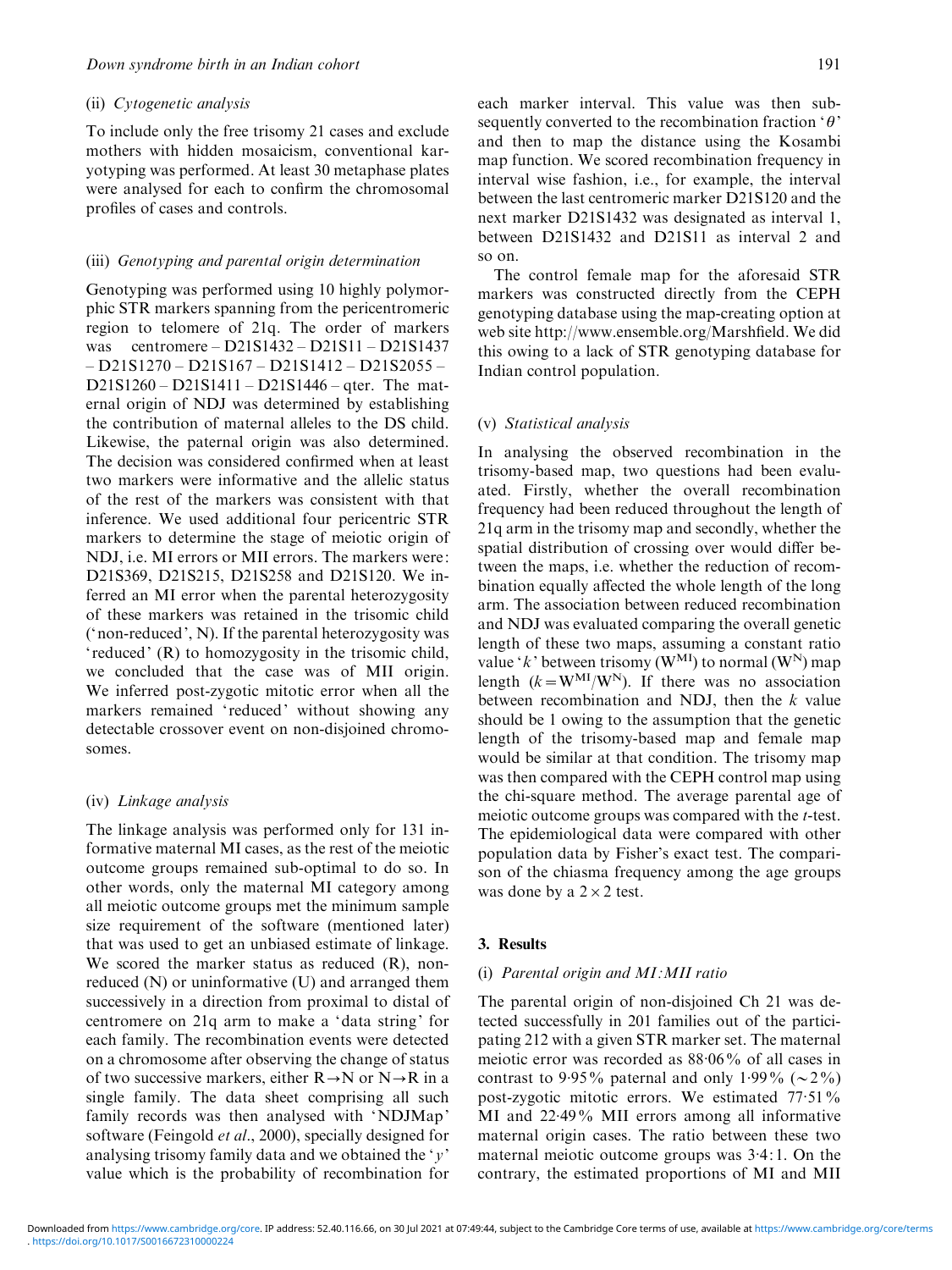### (ii) *Cytogenetic analysis*

To include only the free trisomy 21 cases and exclude mothers with hidden mosaicism, conventional karyotyping was performed. At least 30 metaphase plates were analysed for each to confirm the chromosomal profiles of cases and controls.

### (iii) *Genotyping and parental origin determination*

Genotyping was performed using 10 highly polymorphic STR markers spanning from the pericentromeric region to telomere of 21q. The order of markers was centromere – D21S1432 – D21S11 – D21S1437 – D21S1270 – D21S167 – D21S1412 – D21S2055 – D21S1260 – D21S1411 – D21S1446 – qter. The maternal origin of NDJ was determined by establishing the contribution of maternal alleles to the DS child. Likewise, the paternal origin was also determined. The decision was considered confirmed when at least two markers were informative and the allelic status of the rest of the markers was consistent with that inference. We used additional four pericentric STR markers to determine the stage of meiotic origin of NDJ, i.e. MI errors or MII errors. The markers were: D21S369, D21S215, D21S258 and D21S120. We inferred an MI error when the parental heterozygosity of these markers was retained in the trisomic child ('non-reduced', N). If the parental heterozygosity was 'reduced' (R) to homozygosity in the trisomic child, we concluded that the case was of MII origin. We inferred post-zygotic mitotic error when all the markers remained 'reduced' without showing any detectable crossover event on non-disjoined chromosomes.

### (iv) *Linkage analysis*

The linkage analysis was performed only for 131 informative maternal MI cases, as the rest of the meiotic outcome groups remained sub-optimal to do so. In other words, only the maternal MI category among all meiotic outcome groups met the minimum sample size requirement of the software (mentioned later) that was used to get an unbiased estimate of linkage. We scored the marker status as reduced (R), non-reduced (N) or uninformative (U) and arranged them successively in a direction from proximal to distal of centromere on 21q arm to make a 'data string' for each family. The recombination events were detected on a chromosome after observing the change of status of two successive markers, either R→N or N→R in a single family. The data sheet comprising all such family records was then analysed with 'NDJMap' software (Feingold *et al*., 2000), specially designed for analysing trisomy family data and we obtained the '$y$' value which is the probability of recombination for each marker interval. This value was then subsequently converted to the recombination fraction '$\theta$' and then to map the distance using the Kosambi map function. We scored recombination frequency in interval wise fashion, i.e., for example, the interval between the last centromeric marker D21S120 and the next marker D21S1432 was designated as interval 1, between D21S1432 and D21S11 as interval 2 and so on.

The control female map for the aforesaid STR markers was constructed directly from the CEPH genotyping database using the map-creating option at web site http://www.ensemble.org/Marshfield. We did this owing to a lack of STR genotyping database for Indian control population.

### (v) *Statistical analysis*

In analysing the observed recombination in the trisomy-based map, two questions had been evaluated. Firstly, whether the overall recombination frequency had been reduced throughout the length of 21q arm in the trisomy map and secondly, whether the spatial distribution of crossing over would differ between the maps, i.e. whether the reduction of recombination equally affected the whole length of the long arm. The association between reduced recombination and NDJ was evaluated comparing the overall genetic length of these two maps, assuming a constant ratio value '$k$' between trisomy ($W^{MI}$) to normal ($W^{N}$) map length ($k = W^{MI}/W^{N}$). If there was no association between recombination and NDJ, then the $k$ value should be 1 owing to the assumption that the genetic length of the trisomy-based map and female map would be similar at that condition. The trisomy map was then compared with the CEPH control map using the chi-square method. The average parental age of meiotic outcome groups was compared with the $t$-test. The epidemiological data were compared with other population data by Fisher's exact test. The comparison of the chiasma frequency among the age groups was done by a $2 \times 2$ test.

## 3. Results

### (i) *Parental origin and MI:MII ratio*

The parental origin of non-disjoined Ch 21 was detected successfully in 201 families out of the participating 212 with a given STR marker set. The maternal meiotic error was recorded as 88·06% of all cases in contrast to 9·95% paternal and only 1·99% (~2%) post-zygotic mitotic errors. We estimated 77·51% MI and 22·49% MII errors among all informative maternal origin cases. The ratio between these two maternal meiotic outcome groups was 3·4:1. On the contrary, the estimated proportions of MI and MII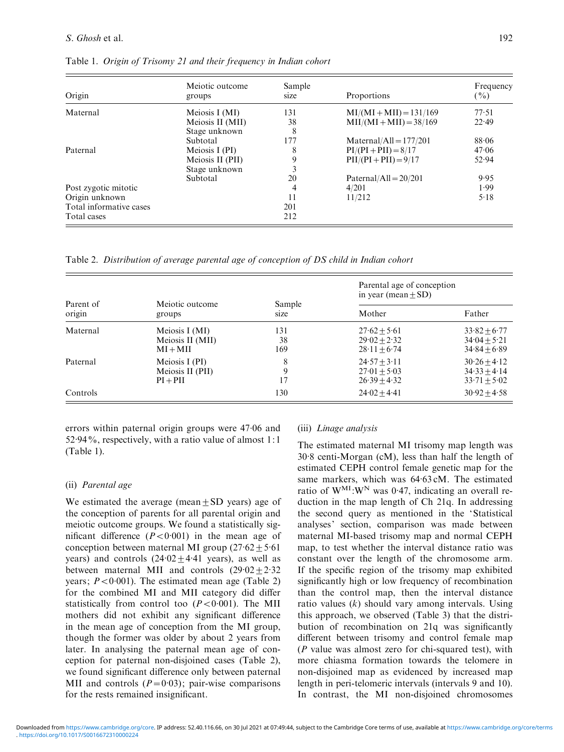Table 1. *Origin of Trisomy 21 and their frequency in Indian cohort*

| Origin | Meiotic outcome groups | Sample size | Proportions | Frequency (%) |
|---|---|---|---|---|
| Maternal | Meiosis I (MI) | 131 | MI/(MI+MII)=131/169 | 77·51 |
| | Meiosis II (MII) | 38 | MII/(MI+MII)=38/169 | 22·49 |
| | Stage unknown | 8 | | |
| | Subtotal | 177 | Maternal/All=177/201 | 88·06 |
| Paternal | Meiosis I (PI) | 8 | PI/(PI+PII)=8/17 | 47·06 |
| | Meiosis II (PII) | 9 | PII/(PI+PII)=9/17 | 52·94 |
| | Stage unknown | 3 | | |
| | Subtotal | 20 | Paternal/All=20/201 | 9·95 |
| Post zygotic mitotic | | 4 | 4/201 | 1·99 |
| Origin unknown | | 11 | 11/212 | 5·18 |
| Total informative cases | | 201 | | |
| Total cases | | 212 | | |

Table 2. *Distribution of average parental age of conception of DS child in Indian cohort*

| Parent of origin | Meiotic outcome groups | Sample size | Parental age of conception in year (mean ± SD) | |
|---|---|---|---|---|
| | | | Mother | Father |
| Maternal | Meiosis I (MI) | 131 | 27·62 ± 5·61 | 33·82 ± 6·77 |
| | Meiosis II (MII) | 38 | 29·02 ± 2·32 | 34·04 ± 5·21 |
| | MI + MII | 169 | 28·11 ± 6·74 | 34·84 ± 6·89 |
| Paternal | Meiosis I (PI) | 8 | 24·57 ± 3·11 | 30·26 ± 4·12 |
| | Meiosis II (PII) | 9 | 27·01 ± 5·03 | 34·33 ± 4·14 |
| | PI + PII | 17 | 26·39 ± 4·32 | 33·71 ± 5·02 |
| Controls | | 130 | 24·02 ± 4·41 | 30·92 ± 4·58 |

errors within paternal origin groups were 47·06 and 52·94%, respectively, with a ratio value of almost 1:1 (Table 1).

### (ii) *Parental age*

We estimated the average (mean ± SD years) age of the conception of parents for all parental origin and meiotic outcome groups. We found a statistically significant difference ($P<0{\cdot}001$) in the mean age of conception between maternal MI group (27·62 ± 5·61 years) and controls (24·02 ± 4·41 years), as well as between maternal MII and controls (29·02 ± 2·32 years; $P<0{\cdot}001$). The estimated mean age (Table 2) for the combined MI and MII category did differ statistically from control too ($P<0{\cdot}001$). The MII mothers did not exhibit any significant difference in the mean age of conception from the MI group, though the former was older by about 2 years from later. In analysing the paternal mean age of conception for paternal non-disjoined cases (Table 2), we found significant difference only between paternal MII and controls ($P=0{\cdot}03$); pair-wise comparisons for the rests remained insignificant.

### (iii) *Linage analysis*

The estimated maternal MI trisomy map length was 30·8 centi-Morgan (cM), less than half the length of estimated CEPH control female genetic map for the same markers, which was 64·63 cM. The estimated ratio of $W^{MI}$:$W^{N}$ was 0·47, indicating an overall reduction in the map length of Ch 21q. In addressing the second query as mentioned in the 'Statistical analyses' section, comparison was made between maternal MI-based trisomy map and normal CEPH map, to test whether the interval distance ratio was constant over the length of the chromosome arm. If the specific region of the trisomy map exhibited significantly high or low frequency of recombination than the control map, then the interval distance ratio values ($k$) should vary among intervals. Using this approach, we observed (Table 3) that the distribution of recombination on 21q was significantly different between trisomy and control female map ($P$ value was almost zero for chi-squared test), with more chiasma formation towards the telomere in non-disjoined map as evidenced by increased map length in peri-telomeric intervals (intervals 9 and 10). In contrast, the MI non-disjoined chromosomes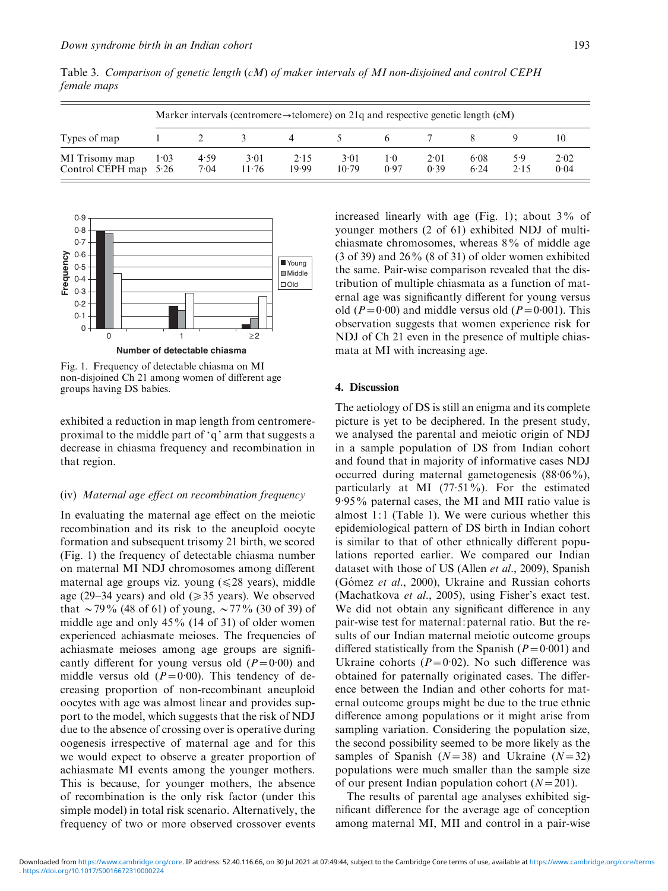Table 3. *Comparison of genetic length (cM) of maker intervals of MI non-disjoined and control CEPH female maps*

| Types of map | Marker intervals (centromere→telomere) on 21q and respective genetic length (cM) | | | | | | | | | |
|---|---|---|---|---|---|---|---|---|---|---|
| | 1 | 2 | 3 | 4 | 5 | 6 | 7 | 8 | 9 | 10 |
| MI Trisomy map | 1·03 | 4·59 | 3·01 | 2·15 | 3·01 | 1·0 | 2·01 | 6·08 | 5·9 | 2·02 |
| Control CEPH map | 5·26 | 7·04 | 11·76 | 19·99 | 10·79 | 0·97 | 0·39 | 6·24 | 2·15 | 0·04 |

Fig. 1. Frequency of detectable chiasma on MI non-disjoined Ch 21 among women of different age groups having DS babies.

exhibited a reduction in map length from centromere-proximal to the middle part of 'q' arm that suggests a decrease in chiasma frequency and recombination in that region.

### (iv) *Maternal age effect on recombination frequency*

In evaluating the maternal age effect on the meiotic recombination and its risk to the aneuploid oocyte formation and subsequent trisomy 21 birth, we scored (Fig. 1) the frequency of detectable chiasma number on maternal MI NDJ chromosomes among different maternal age groups viz. young (⩽28 years), middle age (29–34 years) and old (⩾35 years). We observed that ~79% (48 of 61) of young, ~77% (30 of 39) of middle age and only 45% (14 of 31) of older women experienced achiasmate meioses. The frequencies of achiasmate meioses among age groups are significantly different for young versus old ($P=0·00$) and middle versus old ($P=0·00$). This tendency of decreasing proportion of non-recombinant aneuploid oocytes with age was almost linear and provides support to the model, which suggests that the risk of NDJ due to the absence of crossing over is operative during oogenesis irrespective of maternal age and for this we would expect to observe a greater proportion of achiasmate MI events among the younger mothers. This is because, for younger mothers, the absence of recombination is the only risk factor (under this simple model) in total risk scenario. Alternatively, the frequency of two or more observed crossover events increased linearly with age (Fig. 1); about 3% of younger mothers (2 of 61) exhibited NDJ of multichiasmate chromosomes, whereas 8% of middle age (3 of 39) and 26% (8 of 31) of older women exhibited the same. Pair-wise comparison revealed that the distribution of multiple chiasmata as a function of maternal age was significantly different for young versus old ($P=0·00$) and middle versus old ($P=0·001$). This observation suggests that women experience risk for NDJ of Ch 21 even in the presence of multiple chiasmata at MI with increasing age.

## 4. Discussion

The aetiology of DS is still an enigma and its complete picture is yet to be deciphered. In the present study, we analysed the parental and meiotic origin of NDJ in a sample population of DS from Indian cohort and found that in majority of informative cases NDJ occurred during maternal gametogenesis (88·06%), particularly at MI (77·51%). For the estimated 9·95% paternal cases, the MI and MII ratio value is almost 1:1 (Table 1). We were curious whether this epidemiological pattern of DS birth in Indian cohort is similar to that of other ethnically different populations reported earlier. We compared our Indian dataset with those of US (Allen *et al*., 2009), Spanish (Gómez *et al*., 2000), Ukraine and Russian cohorts (Machatkova *et al*., 2005), using Fisher's exact test. We did not obtain any significant difference in any pair-wise test for maternal:paternal ratio. But the results of our Indian maternal meiotic outcome groups differed statistically from the Spanish ($P=0·001$) and Ukraine cohorts ($P=0·02$). No such difference was obtained for paternally originated cases. The difference between the Indian and other cohorts for maternal outcome groups might be due to the true ethnic difference among populations or it might arise from sampling variation. Considering the population size, the second possibility seemed to be more likely as the samples of Spanish ($N=38$) and Ukraine ($N=32$) populations were much smaller than the sample size of our present Indian population cohort ($N=201$).

The results of parental age analyses exhibited significant difference for the average age of conception among maternal MI, MII and control in a pair-wise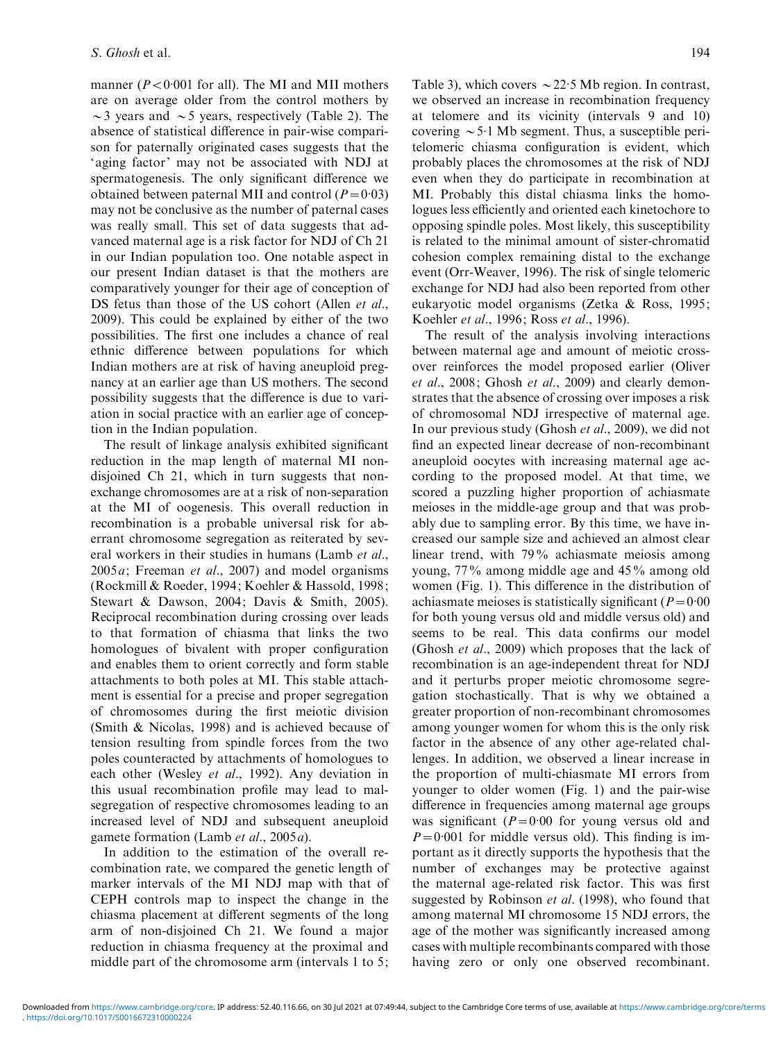manner ($P < 0.001$ for all). The MI and MII mothers are on average older from the control mothers by ~3 years and ~5 years, respectively (Table 2). The absence of statistical difference in pair-wise comparison for paternally originated cases suggests that the 'aging factor' may not be associated with NDJ at spermatogenesis. The only significant difference we obtained between paternal MII and control ($P = 0.03$) may not be conclusive as the number of paternal cases was really small. This set of data suggests that advanced maternal age is a risk factor for NDJ of Ch 21 in our Indian population too. One notable aspect in our present Indian dataset is that the mothers are comparatively younger for their age of conception of DS fetus than those of the US cohort (Allen *et al.*, 2009). This could be explained by either of the two possibilities. The first one includes a chance of real ethnic difference between populations for which Indian mothers are at risk of having aneuploid pregnancy at an earlier age than US mothers. The second possibility suggests that the difference is due to variation in social practice with an earlier age of conception in the Indian population.

The result of linkage analysis exhibited significant reduction in the map length of maternal MI nondisjoined Ch 21, which in turn suggests that nonexchange chromosomes are at a risk of non-separation at the MI of oogenesis. This overall reduction in recombination is a probable universal risk for aberrant chromosome segregation as reiterated by several workers in their studies in humans (Lamb *et al.*, 2005*a*; Freeman *et al.*, 2007) and model organisms (Rockmill & Roeder, 1994; Koehler & Hassold, 1998; Stewart & Dawson, 2004; Davis & Smith, 2005). Reciprocal recombination during crossing over leads to that formation of chiasma that links the two homologues of bivalent with proper configuration and enables them to orient correctly and form stable attachments to both poles at MI. This stable attachment is essential for a precise and proper segregation of chromosomes during the first meiotic division (Smith & Nicolas, 1998) and is achieved because of tension resulting from spindle forces from the two poles counteracted by attachments of homologues to each other (Wesley *et al.*, 1992). Any deviation in this usual recombination profile may lead to malsegregation of respective chromosomes leading to an increased level of NDJ and subsequent aneuploid gamete formation (Lamb *et al.*, 2005*a*).

In addition to the estimation of the overall recombination rate, we compared the genetic length of marker intervals of the MI NDJ map with that of CEPH controls map to inspect the change in the chiasma placement at different segments of the long arm of non-disjoined Ch 21. We found a major reduction in chiasma frequency at the proximal and middle part of the chromosome arm (intervals 1 to 5; Table 3), which covers ~22·5 Mb region. In contrast, we observed an increase in recombination frequency at telomere and its vicinity (intervals 9 and 10) covering ~5·1 Mb segment. Thus, a susceptible peritelomeric chiasma configuration is evident, which probably places the chromosomes at the risk of NDJ even when they do participate in recombination at MI. Probably this distal chiasma links the homologues less efficiently and oriented each kinetochore to opposing spindle poles. Most likely, this susceptibility is related to the minimal amount of sister-chromatid cohesion complex remaining distal to the exchange event (Orr-Weaver, 1996). The risk of single telomeric exchange for NDJ had also been reported from other eukaryotic model organisms (Zetka & Ross, 1995; Koehler *et al.*, 1996; Ross *et al.*, 1996).

The result of the analysis involving interactions between maternal age and amount of meiotic crossover reinforces the model proposed earlier (Oliver *et al.*, 2008; Ghosh *et al.*, 2009) and clearly demonstrates that the absence of crossing over imposes a risk of chromosomal NDJ irrespective of maternal age. In our previous study (Ghosh *et al.*, 2009), we did not find an expected linear decrease of non-recombinant aneuploid oocytes with increasing maternal age according to the proposed model. At that time, we scored a puzzling higher proportion of achiasmate meioses in the middle-age group and that was probably due to sampling error. By this time, we have increased our sample size and achieved an almost clear linear trend, with 79% achiasmate meiosis among young, 77% among middle age and 45% among old women (Fig. 1). This difference in the distribution of achiasmate meioses is statistically significant ($P = 0.00$ for both young versus old and middle versus old) and seems to be real. This data confirms our model (Ghosh *et al.*, 2009) which proposes that the lack of recombination is an age-independent threat for NDJ and it perturbs proper meiotic chromosome segregation stochastically. That is why we obtained a greater proportion of non-recombinant chromosomes among younger women for whom this is the only risk factor in the absence of any other age-related challenges. In addition, we observed a linear increase in the proportion of multi-chiasmate MI errors from younger to older women (Fig. 1) and the pair-wise difference in frequencies among maternal age groups was significant ($P = 0.00$ for young versus old and $P = 0.001$ for middle versus old). This finding is important as it directly supports the hypothesis that the number of exchanges may be protective against the maternal age-related risk factor. This was first suggested by Robinson *et al.* (1998), who found that among maternal MI chromosome 15 NDJ errors, the age of the mother was significantly increased among cases with multiple recombinants compared with those having zero or only one observed recombinant.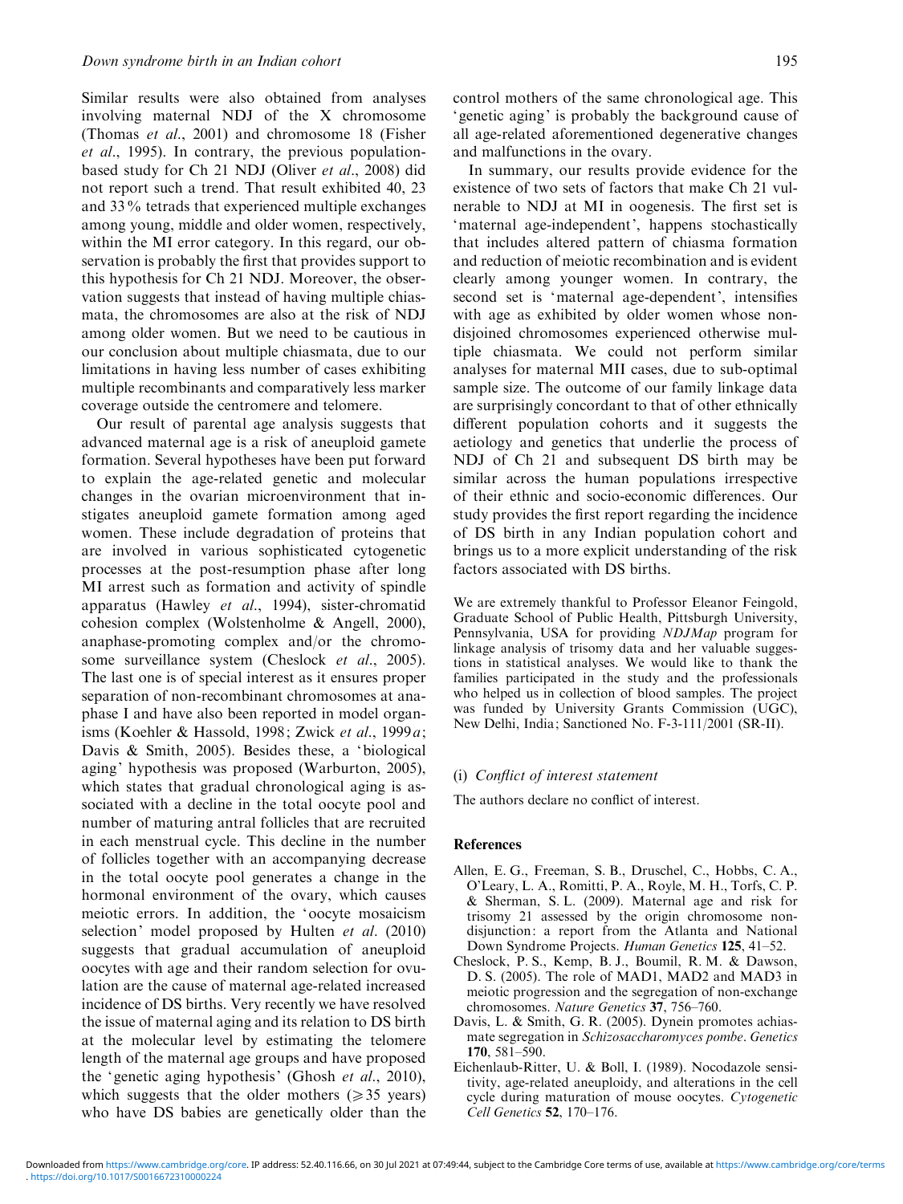Similar results were also obtained from analyses involving maternal NDJ of the X chromosome (Thomas *et al*., 2001) and chromosome 18 (Fisher *et al*., 1995). In contrary, the previous population-based study for Ch 21 NDJ (Oliver *et al*., 2008) did not report such a trend. That result exhibited 40, 23 and 33% tetrads that experienced multiple exchanges among young, middle and older women, respectively, within the MI error category. In this regard, our observation is probably the first that provides support to this hypothesis for Ch 21 NDJ. Moreover, the observation suggests that instead of having multiple chiasmata, the chromosomes are also at the risk of NDJ among older women. But we need to be cautious in our conclusion about multiple chiasmata, due to our limitations in having less number of cases exhibiting multiple recombinants and comparatively less marker coverage outside the centromere and telomere.

Our result of parental age analysis suggests that advanced maternal age is a risk of aneuploid gamete formation. Several hypotheses have been put forward to explain the age-related genetic and molecular changes in the ovarian microenvironment that instigates aneuploid gamete formation among aged women. These include degradation of proteins that are involved in various sophisticated cytogenetic processes at the post-resumption phase after long MI arrest such as formation and activity of spindle apparatus (Hawley *et al*., 1994), sister-chromatid cohesion complex (Wolstenholme & Angell, 2000), anaphase-promoting complex and/or the chromosome surveillance system (Cheslock *et al*., 2005). The last one is of special interest as it ensures proper separation of non-recombinant chromosomes at anaphase I and have also been reported in model organisms (Koehler & Hassold, 1998; Zwick *et al*., 1999*a*; Davis & Smith, 2005). Besides these, a 'biological aging' hypothesis was proposed (Warburton, 2005), which states that gradual chronological aging is associated with a decline in the total oocyte pool and number of maturing antral follicles that are recruited in each menstrual cycle. This decline in the number of follicles together with an accompanying decrease in the total oocyte pool generates a change in the hormonal environment of the ovary, which causes meiotic errors. In addition, the 'oocyte mosaicism selection' model proposed by Hulten *et al*. (2010) suggests that gradual accumulation of aneuploid oocytes with age and their random selection for ovulation are the cause of maternal age-related increased incidence of DS births. Very recently we have resolved the issue of maternal aging and its relation to DS birth at the molecular level by estimating the telomere length of the maternal age groups and have proposed the 'genetic aging hypothesis' (Ghosh *et al*., 2010), which suggests that the older mothers ($\geqslant 35$ years) who have DS babies are genetically older than the control mothers of the same chronological age. This 'genetic aging' is probably the background cause of all age-related aforementioned degenerative changes and malfunctions in the ovary.

In summary, our results provide evidence for the existence of two sets of factors that make Ch 21 vulnerable to NDJ at MI in oogenesis. The first set is 'maternal age-independent', happens stochastically that includes altered pattern of chiasma formation and reduction of meiotic recombination and is evident clearly among younger women. In contrary, the second set is 'maternal age-dependent', intensifies with age as exhibited by older women whose nondisjoined chromosomes experienced otherwise multiple chiasmata. We could not perform similar analyses for maternal MII cases, due to sub-optimal sample size. The outcome of our family linkage data are surprisingly concordant to that of other ethnically different population cohorts and it suggests the aetiology and genetics that underlie the process of NDJ of Ch 21 and subsequent DS birth may be similar across the human populations irrespective of their ethnic and socio-economic differences. Our study provides the first report regarding the incidence of DS birth in any Indian population cohort and brings us to a more explicit understanding of the risk factors associated with DS births.

We are extremely thankful to Professor Eleanor Feingold, Graduate School of Public Health, Pittsburgh University, Pennsylvania, USA for providing *NDJMap* program for linkage analysis of trisomy data and her valuable suggestions in statistical analyses. We would like to thank the families participated in the study and the professionals who helped us in collection of blood samples. The project was funded by University Grants Commission (UGC), New Delhi, India; Sanctioned No. F-3-111/2001 (SR-II).

### (i) *Conflict of interest statement*

The authors declare no conflict of interest.

## References

- Allen, E. G., Freeman, S. B., Druschel, C., Hobbs, C. A., O'Leary, L. A., Romitti, P. A., Royle, M. H., Torfs, C. P. & Sherman, S. L. (2009). Maternal age and risk for trisomy 21 assessed by the origin chromosome nondisjunction: a report from the Atlanta and National Down Syndrome Projects. *Human Genetics* **125**, 41–52.
- Cheslock, P. S., Kemp, B. J., Boumil, R. M. & Dawson, D. S. (2005). The role of MAD1, MAD2 and MAD3 in meiotic progression and the segregation of non-exchange chromosomes. *Nature Genetics* **37**, 756–760.
- Davis, L. & Smith, G. R. (2005). Dynein promotes achiasmate segregation in *Schizosaccharomyces pombe*. *Genetics* **170**, 581–590.
- Eichenlaub-Ritter, U. & Boll, I. (1989). Nocodazole sensitivity, age-related aneuploidy, and alterations in the cell cycle during maturation of mouse oocytes. *Cytogenetic Cell Genetics* **52**, 170–176.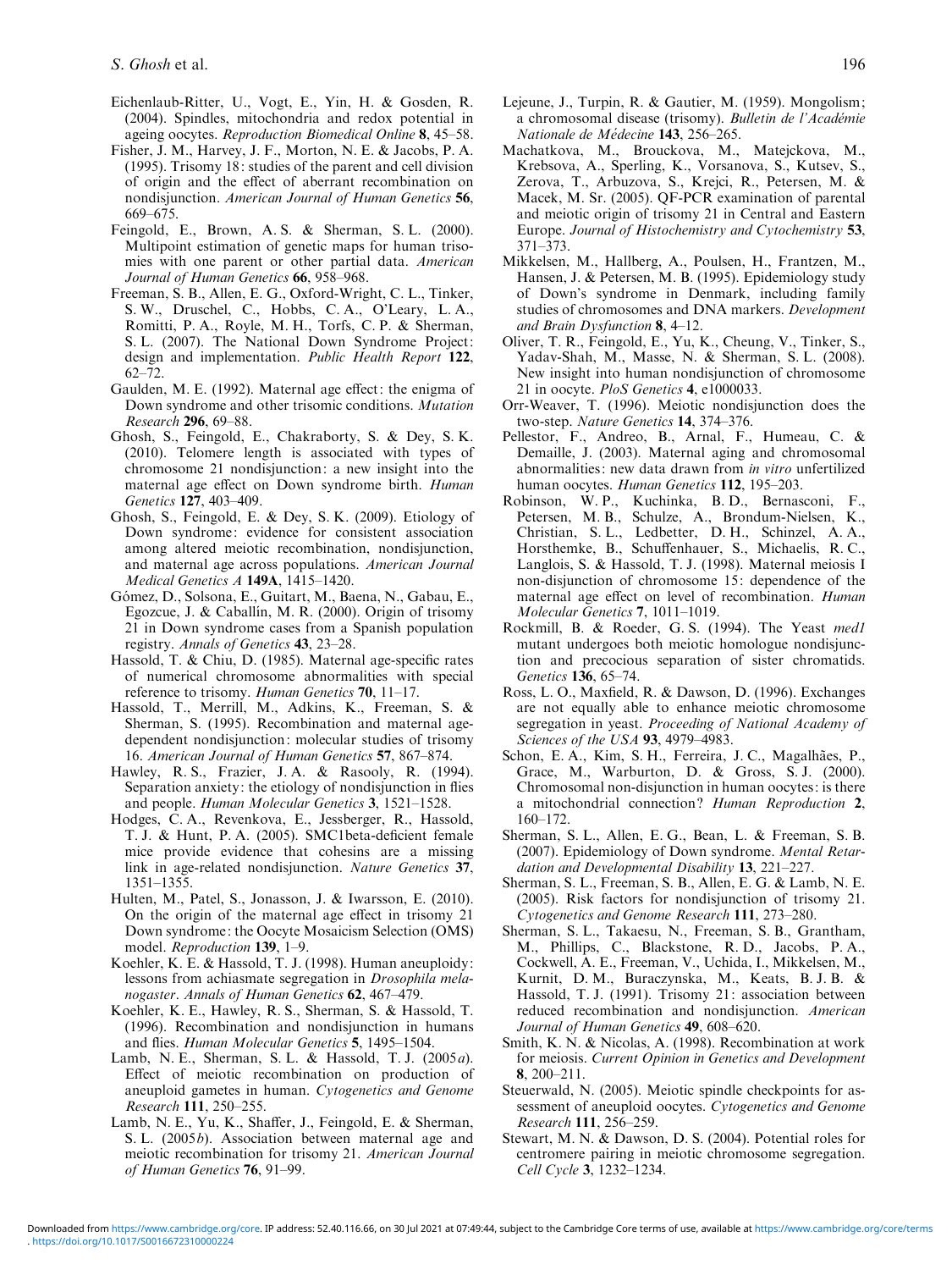Eichenlaub-Ritter, U., Vogt, E., Yin, H. & Gosden, R. (2004). Spindles, mitochondria and redox potential in ageing oocytes. *Reproduction Biomedical Online* **8**, 45–58.

Fisher, J. M., Harvey, J. F., Morton, N. E. & Jacobs, P. A. (1995). Trisomy 18: studies of the parent and cell division of origin and the effect of aberrant recombination on nondisjunction. *American Journal of Human Genetics* **56**, 669–675.

Feingold, E., Brown, A. S. & Sherman, S. L. (2000). Multipoint estimation of genetic maps for human trisomies with one parent or other partial data. *American Journal of Human Genetics* **66**, 958–968.

Freeman, S. B., Allen, E. G., Oxford-Wright, C. L., Tinker, S. W., Druschel, C., Hobbs, C. A., O'Leary, L. A., Romitti, P. A., Royle, M. H., Torfs, C. P. & Sherman, S. L. (2007). The National Down Syndrome Project: design and implementation. *Public Health Report* **122**, 62–72.

Gaulden, M. E. (1992). Maternal age effect: the enigma of Down syndrome and other trisomic conditions. *Mutation Research* **296**, 69–88.

Ghosh, S., Feingold, E., Chakraborty, S. & Dey, S. K. (2010). Telomere length is associated with types of chromosome 21 nondisjunction: a new insight into the maternal age effect on Down syndrome birth. *Human Genetics* **127**, 403–409.

Ghosh, S., Feingold, E. & Dey, S. K. (2009). Etiology of Down syndrome: evidence for consistent association among altered meiotic recombination, nondisjunction, and maternal age across populations. *American Journal Medical Genetics A* **149A**, 1415–1420.

Gómez, D., Solsona, E., Guitart, M., Baena, N., Gabau, E., Egozcue, J. & Caballín, M. R. (2000). Origin of trisomy 21 in Down syndrome cases from a Spanish population registry. *Annals of Genetics* **43**, 23–28.

Hassold, T. & Chiu, D. (1985). Maternal age-specific rates of numerical chromosome abnormalities with special reference to trisomy. *Human Genetics* **70**, 11–17.

Hassold, T., Merrill, M., Adkins, K., Freeman, S. & Sherman, S. (1995). Recombination and maternal age-dependent nondisjunction: molecular studies of trisomy 16. *American Journal of Human Genetics* **57**, 867–874.

Hawley, R. S., Frazier, J. A. & Rasooly, R. (1994). Separation anxiety: the etiology of nondisjunction in flies and people. *Human Molecular Genetics* **3**, 1521–1528.

Hodges, C. A., Revenkova, E., Jessberger, R., Hassold, T. J. & Hunt, P. A. (2005). SMC1beta-deficient female mice provide evidence that cohesins are a missing link in age-related nondisjunction. *Nature Genetics* **37**, 1351–1355.

Hulten, M., Patel, S., Jonasson, J. & Iwarsson, E. (2010). On the origin of the maternal age effect in trisomy 21 Down syndrome: the Oocyte Mosaicism Selection (OMS) model. *Reproduction* **139**, 1–9.

Koehler, K. E. & Hassold, T. J. (1998). Human aneuploidy: lessons from achiasmate segregation in *Drosophila melanogaster*. *Annals of Human Genetics* **62**, 467–479.

Koehler, K. E., Hawley, R. S., Sherman, S. & Hassold, T. (1996). Recombination and nondisjunction in humans and flies. *Human Molecular Genetics* **5**, 1495–1504.

Lamb, N. E., Sherman, S. L. & Hassold, T. J. (2005*a*). Effect of meiotic recombination on production of aneuploid gametes in human. *Cytogenetics and Genome Research* **111**, 250–255.

Lamb, N. E., Yu, K., Shaffer, J., Feingold, E. & Sherman, S. L. (2005*b*). Association between maternal age and meiotic recombination for trisomy 21. *American Journal of Human Genetics* **76**, 91–99.

Lejeune, J., Turpin, R. & Gautier, M. (1959). Mongolism; a chromosomal disease (trisomy). *Bulletin de l'Académie Nationale de Médecine* **143**, 256–265.

Machatkova, M., Brouckova, M., Matejckova, M., Krebsova, A., Sperling, K., Vorsanova, S., Kutsev, S., Zerova, T., Arbuzova, S., Krejci, R., Petersen, M. & Macek, M. Sr. (2005). QF-PCR examination of parental and meiotic origin of trisomy 21 in Central and Eastern Europe. *Journal of Histochemistry and Cytochemistry* **53**, 371–373.

Mikkelsen, M., Hallberg, A., Poulsen, H., Frantzen, M., Hansen, J. & Petersen, M. B. (1995). Epidemiology study of Down's syndrome in Denmark, including family studies of chromosomes and DNA markers. *Development and Brain Dysfunction* **8**, 4–12.

Oliver, T. R., Feingold, E., Yu, K., Cheung, V., Tinker, S., Yadav-Shah, M., Masse, N. & Sherman, S. L. (2008). New insight into human nondisjunction of chromosome 21 in oocyte. *PloS Genetics* **4**, e1000033.

Orr-Weaver, T. (1996). Meiotic nondisjunction does the two-step. *Nature Genetics* **14**, 374–376.

Pellestor, F., Andreo, B., Arnal, F., Humeau, C. & Demaille, J. (2003). Maternal aging and chromosomal abnormalities: new data drawn from *in vitro* unfertilized human oocytes. *Human Genetics* **112**, 195–203.

Robinson, W. P., Kuchinka, B. D., Bernasconi, F., Petersen, M. B., Schulze, A., Brondum-Nielsen, K., Christian, S. L., Ledbetter, D. H., Schinzel, A. A., Horsthemke, B., Schuffenhauer, S., Michaelis, R. C., Langlois, S. & Hassold, T. J. (1998). Maternal meiosis I non-disjunction of chromosome 15: dependence of the maternal age effect on level of recombination. *Human Molecular Genetics* **7**, 1011–1019.

Rockmill, B. & Roeder, G. S. (1994). The Yeast *med1* mutant undergoes both meiotic homologue nondisjunction and precocious separation of sister chromatids. *Genetics* **136**, 65–74.

Ross, L. O., Maxfield, R. & Dawson, D. (1996). Exchanges are not equally able to enhance meiotic chromosome segregation in yeast. *Proceeding of National Academy of Sciences of the USA* **93**, 4979–4983.

Schon, E. A., Kim, S. H., Ferreira, J. C., Magalhães, P., Grace, M., Warburton, D. & Gross, S. J. (2000). Chromosomal non-disjunction in human oocytes: is there a mitochondrial connection? *Human Reproduction* **2**, 160–172.

Sherman, S. L., Allen, E. G., Bean, L. & Freeman, S. B. (2007). Epidemiology of Down syndrome. *Mental Retardation and Developmental Disability* **13**, 221–227.

Sherman, S. L., Freeman, S. B., Allen, E. G. & Lamb, N. E. (2005). Risk factors for nondisjunction of trisomy 21. *Cytogenetics and Genome Research* **111**, 273–280.

Sherman, S. L., Takaesu, N., Freeman, S. B., Grantham, M., Phillips, C., Blackstone, R. D., Jacobs, P. A., Cockwell, A. E., Freeman, V., Uchida, I., Mikkelsen, M., Kurnit, D. M., Buraczynska, M., Keats, B. J. B. & Hassold, T. J. (1991). Trisomy 21: association between reduced recombination and nondisjunction. *American Journal of Human Genetics* **49**, 608–620.

Smith, K. N. & Nicolas, A. (1998). Recombination at work for meiosis. *Current Opinion in Genetics and Development* **8**, 200–211.

Steuerwald, N. (2005). Meiotic spindle checkpoints for assessment of aneuploid oocytes. *Cytogenetics and Genome Research* **111**, 256–259.

Stewart, M. N. & Dawson, D. S. (2004). Potential roles for centromere pairing in meiotic chromosome segregation. *Cell Cycle* **3**, 1232–1234.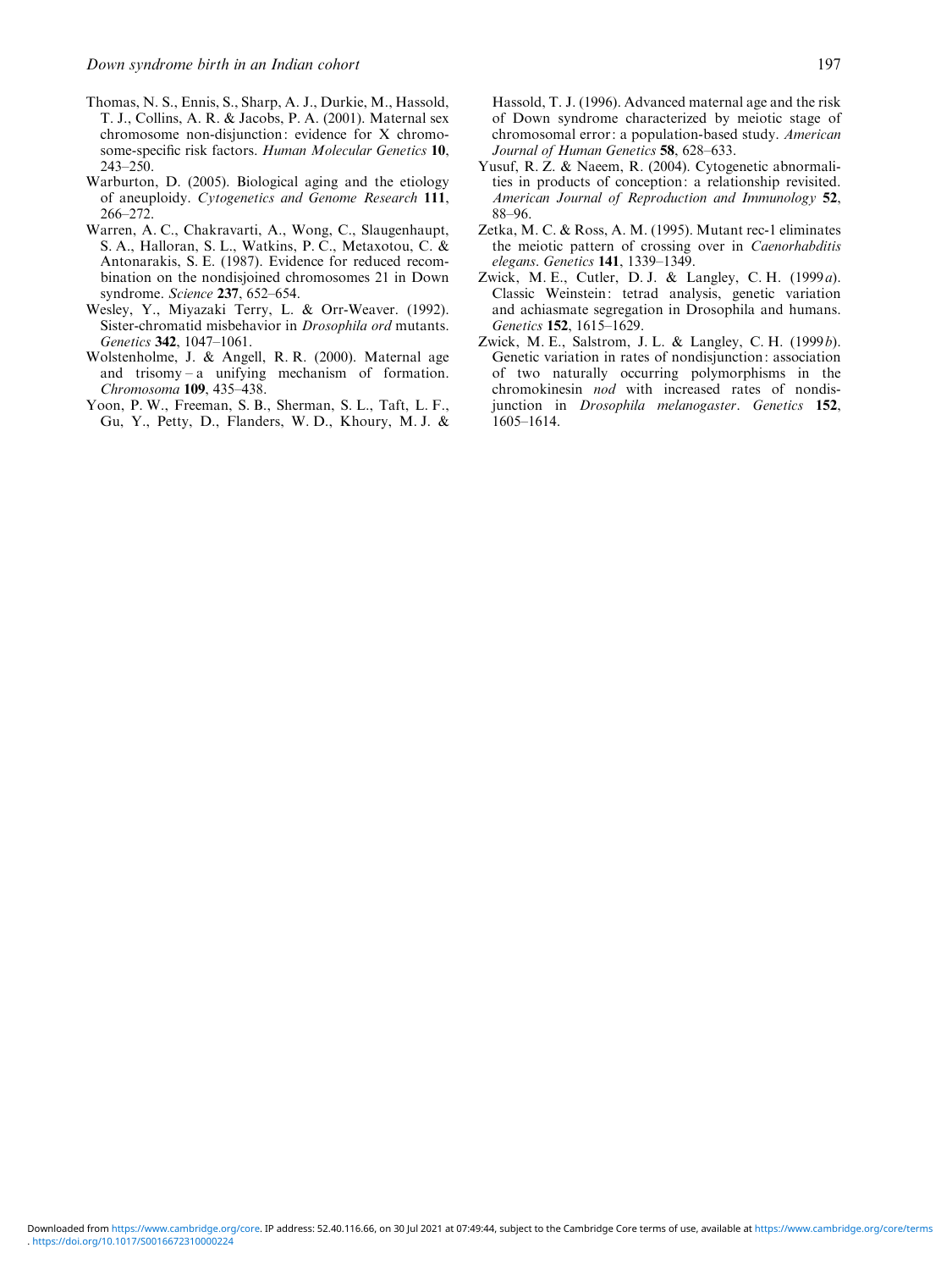Thomas, N. S., Ennis, S., Sharp, A. J., Durkie, M., Hassold, T. J., Collins, A. R. & Jacobs, P. A. (2001). Maternal sex chromosome non-disjunction: evidence for X chromosome-specific risk factors. *Human Molecular Genetics* **10**, 243–250.

Warburton, D. (2005). Biological aging and the etiology of aneuploidy. *Cytogenetics and Genome Research* **111**, 266–272.

Warren, A. C., Chakravarti, A., Wong, C., Slaugenhaupt, S. A., Halloran, S. L., Watkins, P. C., Metaxotou, C. & Antonarakis, S. E. (1987). Evidence for reduced recombination on the nondisjoined chromosomes 21 in Down syndrome. *Science* **237**, 652–654.

Wesley, Y., Miyazaki Terry, L. & Orr-Weaver. (1992). Sister-chromatid misbehavior in *Drosophila ord* mutants. *Genetics* **342**, 1047–1061.

Wolstenholme, J. & Angell, R. R. (2000). Maternal age and trisomy – a unifying mechanism of formation. *Chromosoma* **109**, 435–438.

Yoon, P. W., Freeman, S. B., Sherman, S. L., Taft, L. F., Gu, Y., Petty, D., Flanders, W. D., Khoury, M. J. & Hassold, T. J. (1996). Advanced maternal age and the risk of Down syndrome characterized by meiotic stage of chromosomal error: a population-based study. *American Journal of Human Genetics* **58**, 628–633.

Yusuf, R. Z. & Naeem, R. (2004). Cytogenetic abnormalities in products of conception: a relationship revisited. *American Journal of Reproduction and Immunology* **52**, 88–96.

Zetka, M. C. & Ross, A. M. (1995). Mutant rec-1 eliminates the meiotic pattern of crossing over in *Caenorhabditis elegans*. *Genetics* **141**, 1339–1349.

Zwick, M. E., Cutler, D. J. & Langley, C. H. (1999*a*). Classic Weinstein: tetrad analysis, genetic variation and achiasmate segregation in Drosophila and humans. *Genetics* **152**, 1615–1629.

Zwick, M. E., Salstrom, J. L. & Langley, C. H. (1999*b*). Genetic variation in rates of nondisjunction: association of two naturally occurring polymorphisms in the chromokinesin *nod* with increased rates of nondisjunction in *Drosophila melanogaster*. *Genetics* **152**, 1605–1614.